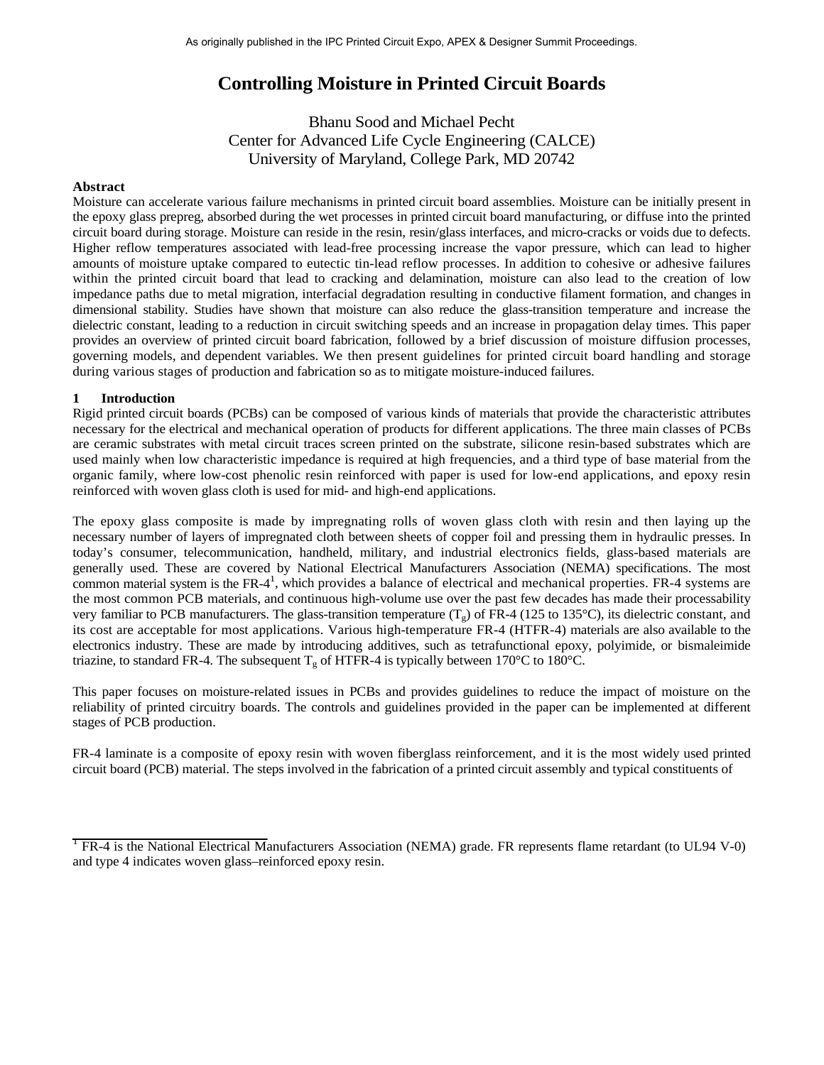As originally published in the IPC Printed Circuit Expo, APEX & Designer Summit Proceedings.

# Controlling Moisture in Printed Circuit Boards

Bhanu Sood and Michael Pecht
Center for Advanced Life Cycle Engineering (CALCE)
University of Maryland, College Park, MD 20742

**Abstract**

Moisture can accelerate various failure mechanisms in printed circuit board assemblies. Moisture can be initially present in the epoxy glass prepreg, absorbed during the wet processes in printed circuit board manufacturing, or diffuse into the printed circuit board during storage. Moisture can reside in the resin, resin/glass interfaces, and micro-cracks or voids due to defects. Higher reflow temperatures associated with lead-free processing increase the vapor pressure, which can lead to higher amounts of moisture uptake compared to eutectic tin-lead reflow processes. In addition to cohesive or adhesive failures within the printed circuit board that lead to cracking and delamination, moisture can also lead to the creation of low impedance paths due to metal migration, interfacial degradation resulting in conductive filament formation, and changes in dimensional stability. Studies have shown that moisture can also reduce the glass-transition temperature and increase the dielectric constant, leading to a reduction in circuit switching speeds and an increase in propagation delay times. This paper provides an overview of printed circuit board fabrication, followed by a brief discussion of moisture diffusion processes, governing models, and dependent variables. We then present guidelines for printed circuit board handling and storage during various stages of production and fabrication so as to mitigate moisture-induced failures.

## 1 Introduction

Rigid printed circuit boards (PCBs) can be composed of various kinds of materials that provide the characteristic attributes necessary for the electrical and mechanical operation of products for different applications. The three main classes of PCBs are ceramic substrates with metal circuit traces screen printed on the substrate, silicone resin-based substrates which are used mainly when low characteristic impedance is required at high frequencies, and a third type of base material from the organic family, where low-cost phenolic resin reinforced with paper is used for low-end applications, and epoxy resin reinforced with woven glass cloth is used for mid- and high-end applications.

The epoxy glass composite is made by impregnating rolls of woven glass cloth with resin and then laying up the necessary number of layers of impregnated cloth between sheets of copper foil and pressing them in hydraulic presses. In today's consumer, telecommunication, handheld, military, and industrial electronics fields, glass-based materials are generally used. These are covered by National Electrical Manufacturers Association (NEMA) specifications. The most common material system is the FR-4[1], which provides a balance of electrical and mechanical properties. FR-4 systems are the most common PCB materials, and continuous high-volume use over the past few decades has made their processability very familiar to PCB manufacturers. The glass-transition temperature ($T_g$) of FR-4 (125 to 135°C), its dielectric constant, and its cost are acceptable for most applications. Various high-temperature FR-4 (HTFR-4) materials are also available to the electronics industry. These are made by introducing additives, such as tetrafunctional epoxy, polyimide, or bismaleimide triazine, to standard FR-4. The subsequent $T_g$ of HTFR-4 is typically between 170°C to 180°C.

This paper focuses on moisture-related issues in PCBs and provides guidelines to reduce the impact of moisture on the reliability of printed circuitry boards. The controls and guidelines provided in the paper can be implemented at different stages of PCB production.

FR-4 laminate is a composite of epoxy resin with woven fiberglass reinforcement, and it is the most widely used printed circuit board (PCB) material. The steps involved in the fabrication of a printed circuit assembly and typical constituents of

[1] FR-4 is the National Electrical Manufacturers Association (NEMA) grade. FR represents flame retardant (to UL94 V-0) and type 4 indicates woven glass–reinforced epoxy resin.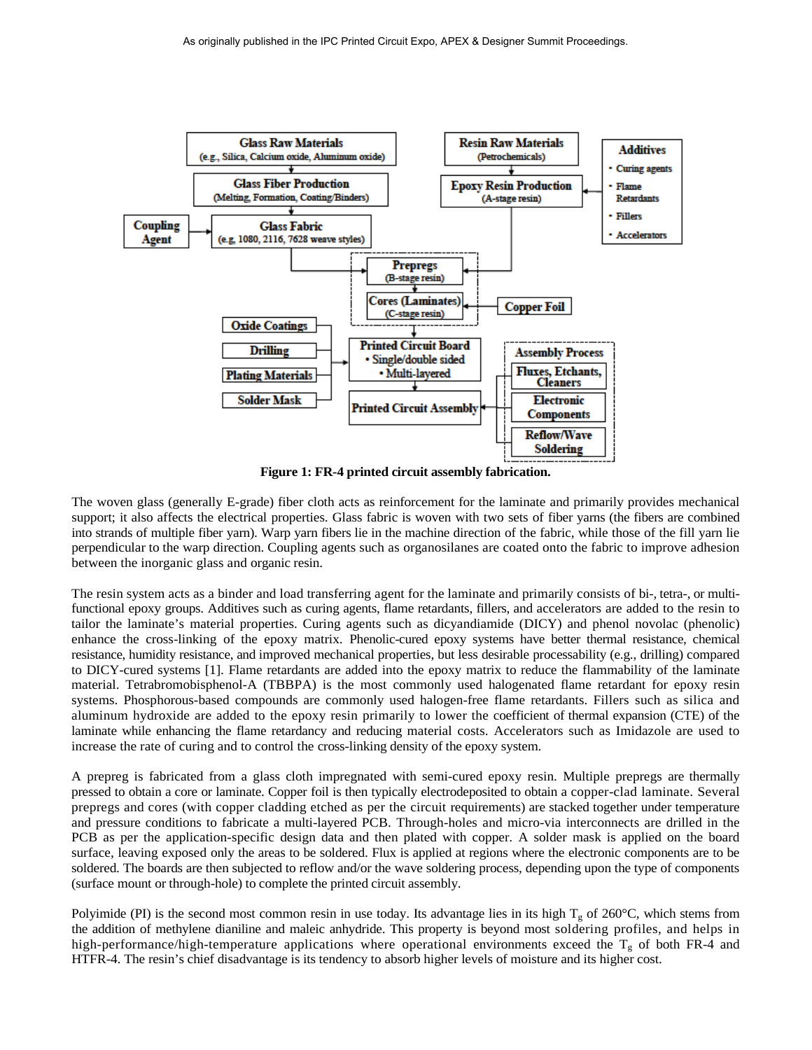**Figure 1: FR-4 printed circuit assembly fabrication.**

The woven glass (generally E-grade) fiber cloth acts as reinforcement for the laminate and primarily provides mechanical support; it also affects the electrical properties. Glass fabric is woven with two sets of fiber yarns (the fibers are combined into strands of multiple fiber yarn). Warp yarn fibers lie in the machine direction of the fabric, while those of the fill yarn lie perpendicular to the warp direction. Coupling agents such as organosilanes are coated onto the fabric to improve adhesion between the inorganic glass and organic resin.

The resin system acts as a binder and load transferring agent for the laminate and primarily consists of bi-, tetra-, or multi-functional epoxy groups. Additives such as curing agents, flame retardants, fillers, and accelerators are added to the resin to tailor the laminate's material properties. Curing agents such as dicyandiamide (DICY) and phenol novolac (phenolic) enhance the cross-linking of the epoxy matrix. Phenolic-cured epoxy systems have better thermal resistance, chemical resistance, humidity resistance, and improved mechanical properties, but less desirable processability (e.g., drilling) compared to DICY-cured systems [1]. Flame retardants are added into the epoxy matrix to reduce the flammability of the laminate material. Tetrabromobisphenol-A (TBBPA) is the most commonly used halogenated flame retardant for epoxy resin systems. Phosphorous-based compounds are commonly used halogen-free flame retardants. Fillers such as silica and aluminum hydroxide are added to the epoxy resin primarily to lower the coefficient of thermal expansion (CTE) of the laminate while enhancing the flame retardancy and reducing material costs. Accelerators such as Imidazole are used to increase the rate of curing and to control the cross-linking density of the epoxy system.

A prepreg is fabricated from a glass cloth impregnated with semi-cured epoxy resin. Multiple prepregs are thermally pressed to obtain a core or laminate. Copper foil is then typically electrodeposited to obtain a copper-clad laminate. Several prepregs and cores (with copper cladding etched as per the circuit requirements) are stacked together under temperature and pressure conditions to fabricate a multi-layered PCB. Through-holes and micro-via interconnects are drilled in the PCB as per the application-specific design data and then plated with copper. A solder mask is applied on the board surface, leaving exposed only the areas to be soldered. Flux is applied at regions where the electronic components are to be soldered. The boards are then subjected to reflow and/or the wave soldering process, depending upon the type of components (surface mount or through-hole) to complete the printed circuit assembly.

Polyimide (PI) is the second most common resin in use today. Its advantage lies in its high $T_g$ of 260°C, which stems from the addition of methylene dianiline and maleic anhydride. This property is beyond most soldering profiles, and helps in high-performance/high-temperature applications where operational environments exceed the $T_g$ of both FR-4 and HTFR-4. The resin's chief disadvantage is its tendency to absorb higher levels of moisture and its higher cost.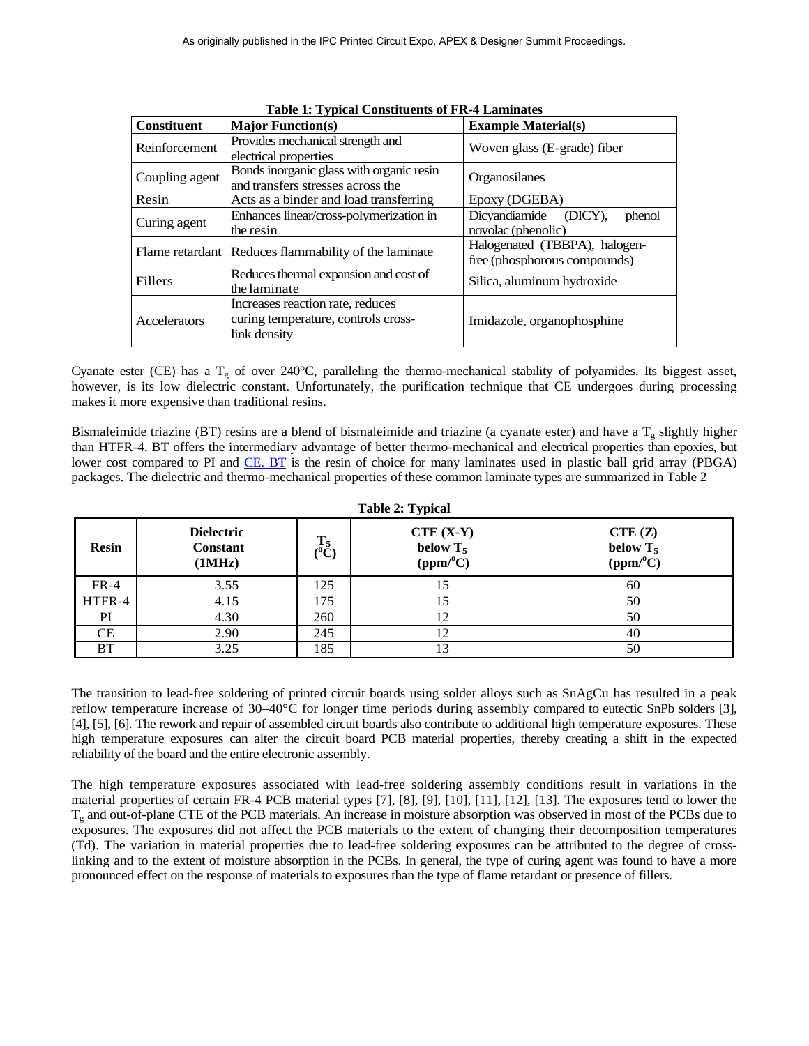**Table 1: Typical Constituents of FR-4 Laminates**

| Constituent | Major Function(s) | Example Material(s) |
|---|---|---|
| Reinforcement | Provides mechanical strength and electrical properties | Woven glass (E-grade) fiber |
| Coupling agent | Bonds inorganic glass with organic resin and transfers stresses across the | Organosilanes |
| Resin | Acts as a binder and load transferring | Epoxy (DGEBA) |
| Curing agent | Enhances linear/cross-polymerization in the resin | Dicyandiamide (DICY), phenol novolac (phenolic) |
| Flame retardant | Reduces flammability of the laminate | Halogenated (TBBPA), halogen-free (phosphorous compounds) |
| Fillers | Reduces thermal expansion and cost of the laminate | Silica, aluminum hydroxide |
| Accelerators | Increases reaction rate, reduces curing temperature, controls cross-link density | Imidazole, organophosphine |

Cyanate ester (CE) has a $T_g$ of over 240°C, paralleling the thermo-mechanical stability of polyamides. Its biggest asset, however, is its low dielectric constant. Unfortunately, the purification technique that CE undergoes during processing makes it more expensive than traditional resins.

Bismaleimide triazine (BT) resins are a blend of bismaleimide and triazine (a cyanate ester) and have a $T_g$ slightly higher than HTFR-4. BT offers the intermediary advantage of better thermo-mechanical and electrical properties than epoxies, but lower cost compared to PI and CE. BT is the resin of choice for many laminates used in plastic ball grid array (PBGA) packages. The dielectric and thermo-mechanical properties of these common laminate types are summarized in Table 2

**Table 2: Typical**

| Resin | Dielectric Constant (1MHz) | $T_5$ (°C) | CTE (X-Y) below $T_5$ (ppm/°C) | CTE (Z) below $T_5$ (ppm/°C) |
|---|---|---|---|---|
| FR-4 | 3.55 | 125 | 15 | 60 |
| HTFR-4 | 4.15 | 175 | 15 | 50 |
| PI | 4.30 | 260 | 12 | 50 |
| CE | 2.90 | 245 | 12 | 40 |
| BT | 3.25 | 185 | 13 | 50 |

The transition to lead-free soldering of printed circuit boards using solder alloys such as SnAgCu has resulted in a peak reflow temperature increase of 30–40°C for longer time periods during assembly compared to eutectic SnPb solders [3], [4], [5], [6]. The rework and repair of assembled circuit boards also contribute to additional high temperature exposures. These high temperature exposures can alter the circuit board PCB material properties, thereby creating a shift in the expected reliability of the board and the entire electronic assembly.

The high temperature exposures associated with lead-free soldering assembly conditions result in variations in the material properties of certain FR-4 PCB material types [7], [8], [9], [10], [11], [12], [13]. The exposures tend to lower the $T_g$ and out-of-plane CTE of the PCB materials. An increase in moisture absorption was observed in most of the PCBs due to exposures. The exposures did not affect the PCB materials to the extent of changing their decomposition temperatures (Td). The variation in material properties due to lead-free soldering exposures can be attributed to the degree of cross-linking and to the extent of moisture absorption in the PCBs. In general, the type of curing agent was found to have a more pronounced effect on the response of materials to exposures than the type of flame retardant or presence of fillers.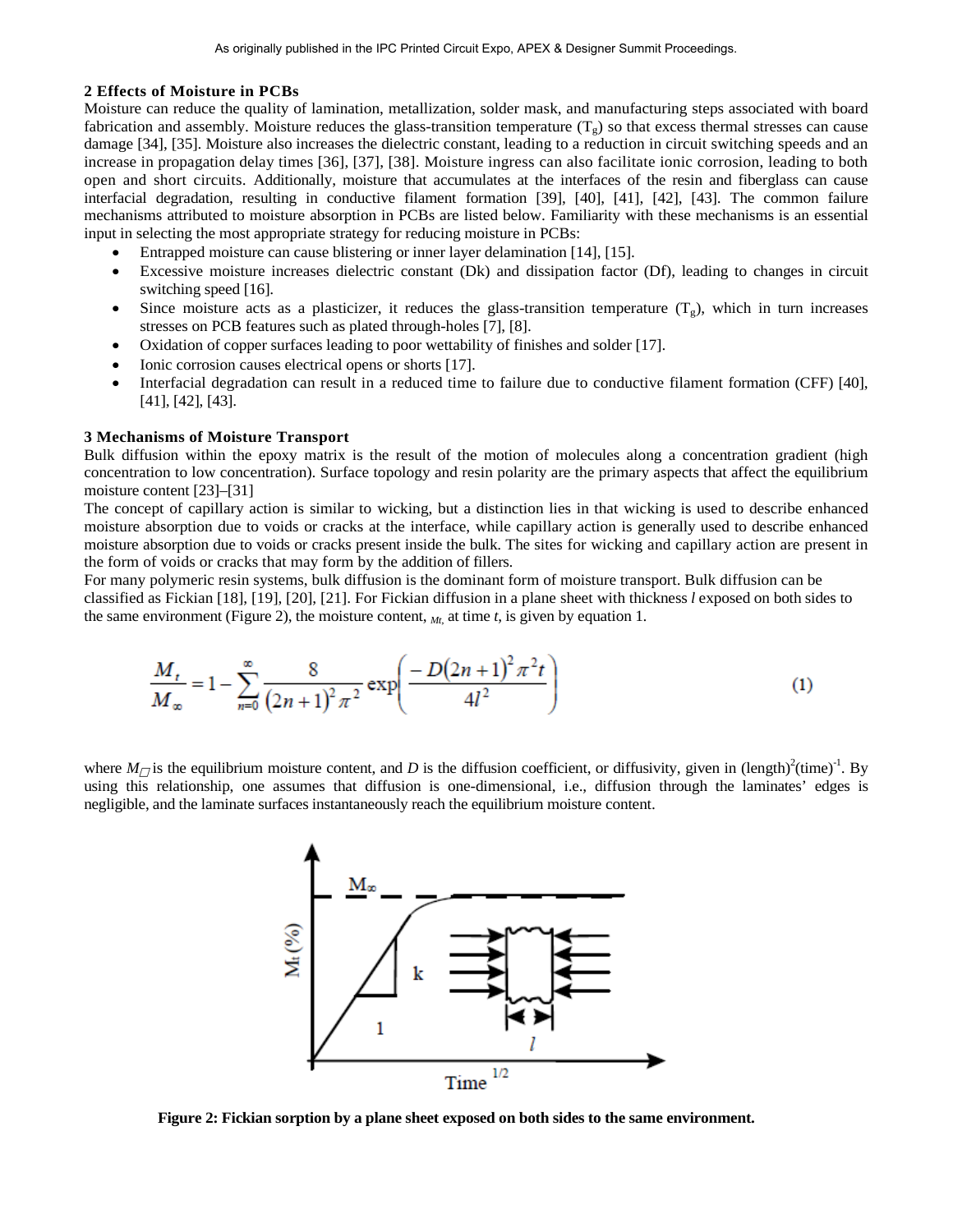## 2 Effects of Moisture in PCBs

Moisture can reduce the quality of lamination, metallization, solder mask, and manufacturing steps associated with board fabrication and assembly. Moisture reduces the glass-transition temperature ($T_g$) so that excess thermal stresses can cause damage [34], [35]. Moisture also increases the dielectric constant, leading to a reduction in circuit switching speeds and an increase in propagation delay times [36], [37], [38]. Moisture ingress can also facilitate ionic corrosion, leading to both open and short circuits. Additionally, moisture that accumulates at the interfaces of the resin and fiberglass can cause interfacial degradation, resulting in conductive filament formation [39], [40], [41], [42], [43]. The common failure mechanisms attributed to moisture absorption in PCBs are listed below. Familiarity with these mechanisms is an essential input in selecting the most appropriate strategy for reducing moisture in PCBs:

- Entrapped moisture can cause blistering or inner layer delamination [14], [15].
- Excessive moisture increases dielectric constant (Dk) and dissipation factor (Df), leading to changes in circuit switching speed [16].
- Since moisture acts as a plasticizer, it reduces the glass-transition temperature ($T_g$), which in turn increases stresses on PCB features such as plated through-holes [7], [8].
- Oxidation of copper surfaces leading to poor wettability of finishes and solder [17].
- Ionic corrosion causes electrical opens or shorts [17].
- Interfacial degradation can result in a reduced time to failure due to conductive filament formation (CFF) [40], [41], [42], [43].

## 3 Mechanisms of Moisture Transport

Bulk diffusion within the epoxy matrix is the result of the motion of molecules along a concentration gradient (high concentration to low concentration). Surface topology and resin polarity are the primary aspects that affect the equilibrium moisture content [23]–[31]

The concept of capillary action is similar to wicking, but a distinction lies in that wicking is used to describe enhanced moisture absorption due to voids or cracks at the interface, while capillary action is generally used to describe enhanced moisture absorption due to voids or cracks present inside the bulk. The sites for wicking and capillary action are present in the form of voids or cracks that may form by the addition of fillers.

For many polymeric resin systems, bulk diffusion is the dominant form of moisture transport. Bulk diffusion can be classified as Fickian [18], [19], [20], [21]. For Fickian diffusion in a plane sheet with thickness *l* exposed on both sides to the same environment (Figure 2), the moisture content, $M_t$, at time *t*, is given by equation 1.

$$\frac{M_t}{M_\infty} = 1 - \sum_{n=0}^{\infty} \frac{8}{(2n+1)^2 \pi^2} \exp\left( \frac{-D(2n+1)^2 \pi^2 t}{4l^2} \right) \tag{1}$$

where $M_\infty$ is the equilibrium moisture content, and *D* is the diffusion coefficient, or diffusivity, given in $(\text{length})^2(\text{time})^{-1}$. By using this relationship, one assumes that diffusion is one-dimensional, i.e., diffusion through the laminates' edges is negligible, and the laminate surfaces instantaneously reach the equilibrium moisture content.

**Figure 2: Fickian sorption by a plane sheet exposed on both sides to the same environment.**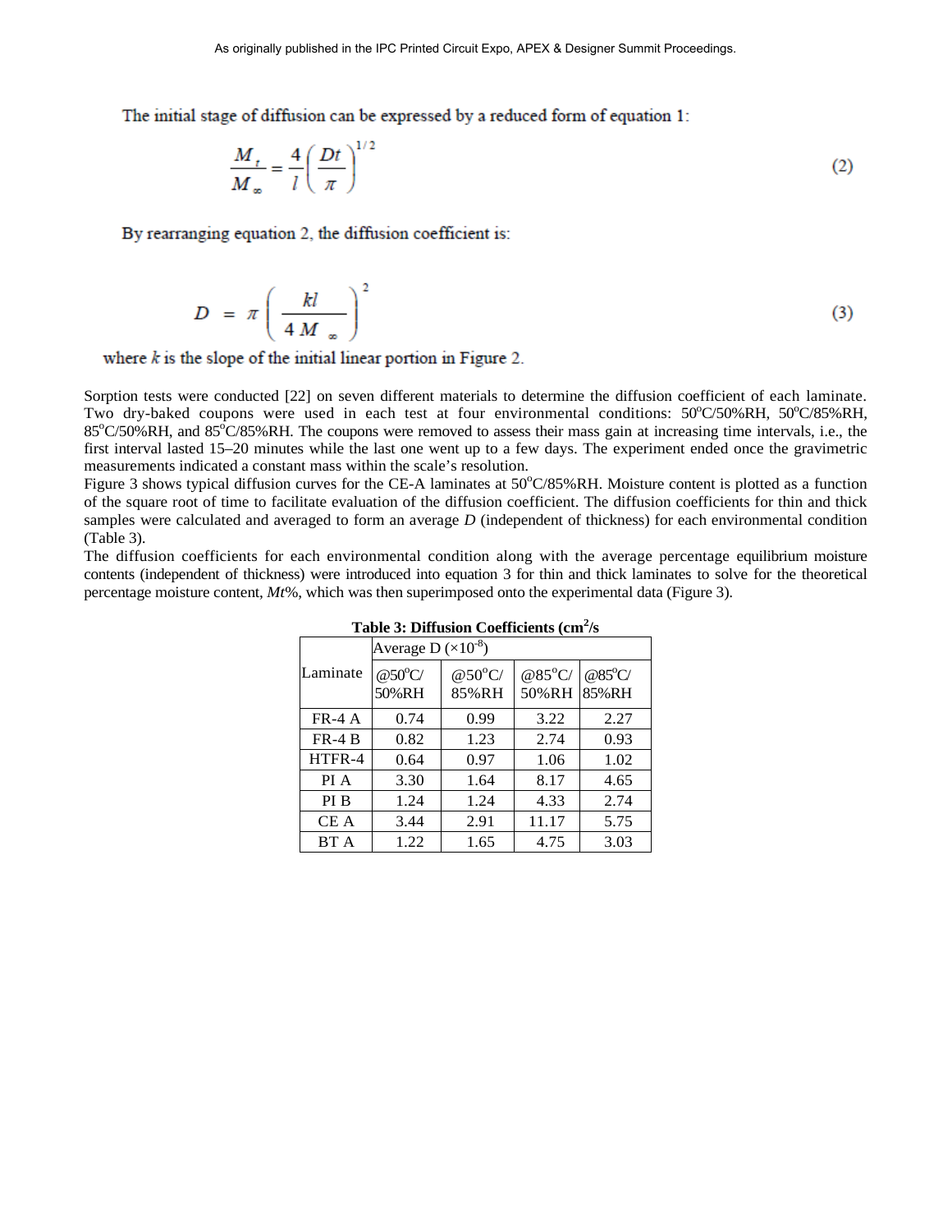The initial stage of diffusion can be expressed by a reduced form of equation 1:

$$\frac{M_t}{M_\infty} = \frac{4}{l}\left(\frac{Dt}{\pi}\right)^{1/2} \tag{2}$$

By rearranging equation 2, the diffusion coefficient is:

$$D = \pi\left(\frac{kl}{4M_\infty}\right)^2 \tag{3}$$

where $k$ is the slope of the initial linear portion in Figure 2.

Sorption tests were conducted [22] on seven different materials to determine the diffusion coefficient of each laminate. Two dry-baked coupons were used in each test at four environmental conditions: 50°C/50%RH, 50°C/85%RH, 85°C/50%RH, and 85°C/85%RH. The coupons were removed to assess their mass gain at increasing time intervals, i.e., the first interval lasted 15–20 minutes while the last one went up to a few days. The experiment ended once the gravimetric measurements indicated a constant mass within the scale's resolution.

Figure 3 shows typical diffusion curves for the CE-A laminates at 50°C/85%RH. Moisture content is plotted as a function of the square root of time to facilitate evaluation of the diffusion coefficient. The diffusion coefficients for thin and thick samples were calculated and averaged to form an average *D* (independent of thickness) for each environmental condition (Table 3).

The diffusion coefficients for each environmental condition along with the average percentage equilibrium moisture contents (independent of thickness) were introduced into equation 3 for thin and thick laminates to solve for the theoretical percentage moisture content, *Mt*%, which was then superimposed onto the experimental data (Figure 3).

**Table 3: Diffusion Coefficients ($cm^2/s$)**

| Laminate | Average D ($\times 10^{-8}$) | | | |
|---|---|---|---|---|
| | @50°C/ 50%RH | @50°C/ 85%RH | @85°C/ 50%RH | @85°C/ 85%RH |
| FR-4 A | 0.74 | 0.99 | 3.22 | 2.27 |
| FR-4 B | 0.82 | 1.23 | 2.74 | 0.93 |
| HTFR-4 | 0.64 | 0.97 | 1.06 | 1.02 |
| PI A | 3.30 | 1.64 | 8.17 | 4.65 |
| PI B | 1.24 | 1.24 | 4.33 | 2.74 |
| CE A | 3.44 | 2.91 | 11.17 | 5.75 |
| BT A | 1.22 | 1.65 | 4.75 | 3.03 |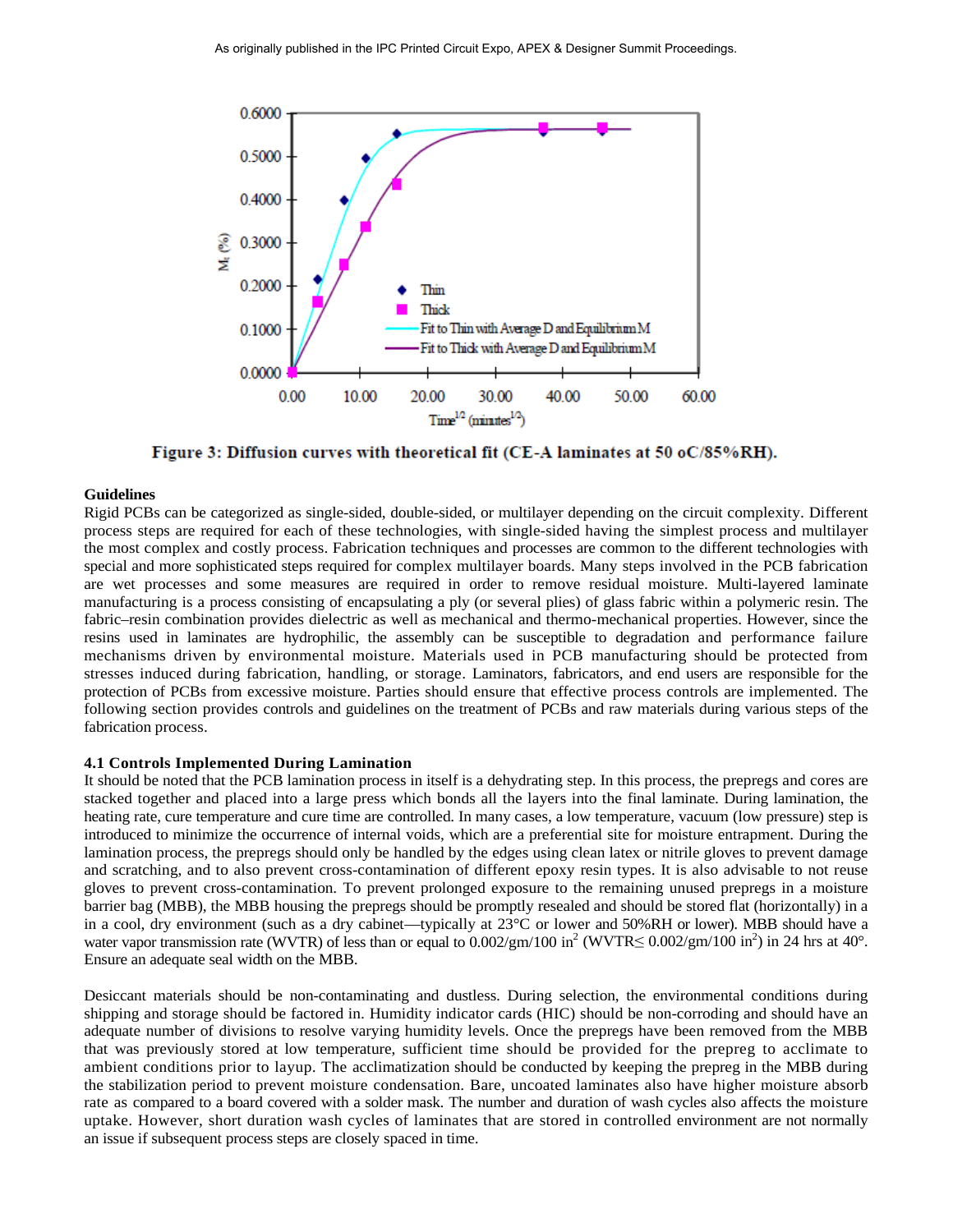Figure 3: Diffusion curves with theoretical fit (CE-A laminates at 50 oC/85%RH).

**Guidelines**

Rigid PCBs can be categorized as single-sided, double-sided, or multilayer depending on the circuit complexity. Different process steps are required for each of these technologies, with single-sided having the simplest process and multilayer the most complex and costly process. Fabrication techniques and processes are common to the different technologies with special and more sophisticated steps required for complex multilayer boards. Many steps involved in the PCB fabrication are wet processes and some measures are required in order to remove residual moisture. Multi-layered laminate manufacturing is a process consisting of encapsulating a ply (or several plies) of glass fabric within a polymeric resin. The fabric–resin combination provides dielectric as well as mechanical and thermo-mechanical properties. However, since the resins used in laminates are hydrophilic, the assembly can be susceptible to degradation and performance failure mechanisms driven by environmental moisture. Materials used in PCB manufacturing should be protected from stresses induced during fabrication, handling, or storage. Laminators, fabricators, and end users are responsible for the protection of PCBs from excessive moisture. Parties should ensure that effective process controls are implemented. The following section provides controls and guidelines on the treatment of PCBs and raw materials during various steps of the fabrication process.

**4.1 Controls Implemented During Lamination**

It should be noted that the PCB lamination process in itself is a dehydrating step. In this process, the prepregs and cores are stacked together and placed into a large press which bonds all the layers into the final laminate. During lamination, the heating rate, cure temperature and cure time are controlled. In many cases, a low temperature, vacuum (low pressure) step is introduced to minimize the occurrence of internal voids, which are a preferential site for moisture entrapment. During the lamination process, the prepregs should only be handled by the edges using clean latex or nitrile gloves to prevent damage and scratching, and to also prevent cross-contamination of different epoxy resin types. It is also advisable to not reuse gloves to prevent cross-contamination. To prevent prolonged exposure to the remaining unused prepregs in a moisture barrier bag (MBB), the MBB housing the prepregs should be promptly resealed and should be stored flat (horizontally) in a in a cool, dry environment (such as a dry cabinet—typically at 23°C or lower and 50%RH or lower). MBB should have a water vapor transmission rate (WVTR) of less than or equal to 0.002/gm/100 in$^2$ (WVTR≤ 0.002/gm/100 in$^2$) in 24 hrs at 40°. Ensure an adequate seal width on the MBB.

Desiccant materials should be non-contaminating and dustless. During selection, the environmental conditions during shipping and storage should be factored in. Humidity indicator cards (HIC) should be non-corroding and should have an adequate number of divisions to resolve varying humidity levels. Once the prepregs have been removed from the MBB that was previously stored at low temperature, sufficient time should be provided for the prepreg to acclimate to ambient conditions prior to layup. The acclimatization should be conducted by keeping the prepreg in the MBB during the stabilization period to prevent moisture condensation. Bare, uncoated laminates also have higher moisture absorb rate as compared to a board covered with a solder mask. The number and duration of wash cycles also affects the moisture uptake. However, short duration wash cycles of laminates that are stored in controlled environment are not normally an issue if subsequent process steps are closely spaced in time.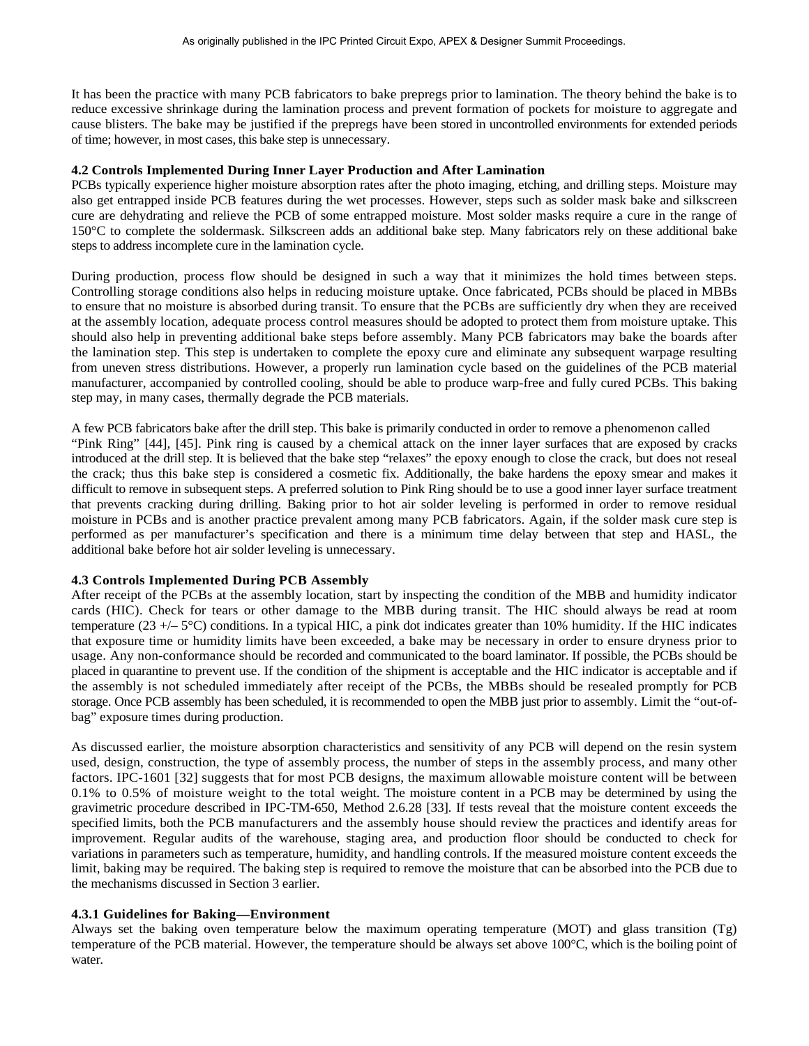It has been the practice with many PCB fabricators to bake prepregs prior to lamination. The theory behind the bake is to reduce excessive shrinkage during the lamination process and prevent formation of pockets for moisture to aggregate and cause blisters. The bake may be justified if the prepregs have been stored in uncontrolled environments for extended periods of time; however, in most cases, this bake step is unnecessary.

### 4.2 Controls Implemented During Inner Layer Production and After Lamination

PCBs typically experience higher moisture absorption rates after the photo imaging, etching, and drilling steps. Moisture may also get entrapped inside PCB features during the wet processes. However, steps such as solder mask bake and silkscreen cure are dehydrating and relieve the PCB of some entrapped moisture. Most solder masks require a cure in the range of 150°C to complete the soldermask. Silkscreen adds an additional bake step. Many fabricators rely on these additional bake steps to address incomplete cure in the lamination cycle.

During production, process flow should be designed in such a way that it minimizes the hold times between steps. Controlling storage conditions also helps in reducing moisture uptake. Once fabricated, PCBs should be placed in MBBs to ensure that no moisture is absorbed during transit. To ensure that the PCBs are sufficiently dry when they are received at the assembly location, adequate process control measures should be adopted to protect them from moisture uptake. This should also help in preventing additional bake steps before assembly. Many PCB fabricators may bake the boards after the lamination step. This step is undertaken to complete the epoxy cure and eliminate any subsequent warpage resulting from uneven stress distributions. However, a properly run lamination cycle based on the guidelines of the PCB material manufacturer, accompanied by controlled cooling, should be able to produce warp-free and fully cured PCBs. This baking step may, in many cases, thermally degrade the PCB materials.

A few PCB fabricators bake after the drill step. This bake is primarily conducted in order to remove a phenomenon called "Pink Ring" [44], [45]. Pink ring is caused by a chemical attack on the inner layer surfaces that are exposed by cracks introduced at the drill step. It is believed that the bake step "relaxes" the epoxy enough to close the crack, but does not reseal the crack; thus this bake step is considered a cosmetic fix. Additionally, the bake hardens the epoxy smear and makes it difficult to remove in subsequent steps. A preferred solution to Pink Ring should be to use a good inner layer surface treatment that prevents cracking during drilling. Baking prior to hot air solder leveling is performed in order to remove residual moisture in PCBs and is another practice prevalent among many PCB fabricators. Again, if the solder mask cure step is performed as per manufacturer's specification and there is a minimum time delay between that step and HASL, the additional bake before hot air solder leveling is unnecessary.

### 4.3 Controls Implemented During PCB Assembly

After receipt of the PCBs at the assembly location, start by inspecting the condition of the MBB and humidity indicator cards (HIC). Check for tears or other damage to the MBB during transit. The HIC should always be read at room temperature (23 +/– 5°C) conditions. In a typical HIC, a pink dot indicates greater than 10% humidity. If the HIC indicates that exposure time or humidity limits have been exceeded, a bake may be necessary in order to ensure dryness prior to usage. Any non-conformance should be recorded and communicated to the board laminator. If possible, the PCBs should be placed in quarantine to prevent use. If the condition of the shipment is acceptable and the HIC indicator is acceptable and if the assembly is not scheduled immediately after receipt of the PCBs, the MBBs should be resealed promptly for PCB storage. Once PCB assembly has been scheduled, it is recommended to open the MBB just prior to assembly. Limit the "out-of-bag" exposure times during production.

As discussed earlier, the moisture absorption characteristics and sensitivity of any PCB will depend on the resin system used, design, construction, the type of assembly process, the number of steps in the assembly process, and many other factors. IPC-1601 [32] suggests that for most PCB designs, the maximum allowable moisture content will be between 0.1% to 0.5% of moisture weight to the total weight. The moisture content in a PCB may be determined by using the gravimetric procedure described in IPC-TM-650, Method 2.6.28 [33]. If tests reveal that the moisture content exceeds the specified limits, both the PCB manufacturers and the assembly house should review the practices and identify areas for improvement. Regular audits of the warehouse, staging area, and production floor should be conducted to check for variations in parameters such as temperature, humidity, and handling controls. If the measured moisture content exceeds the limit, baking may be required. The baking step is required to remove the moisture that can be absorbed into the PCB due to the mechanisms discussed in Section 3 earlier.

#### 4.3.1 Guidelines for Baking—Environment

Always set the baking oven temperature below the maximum operating temperature (MOT) and glass transition (Tg) temperature of the PCB material. However, the temperature should be always set above 100°C, which is the boiling point of water.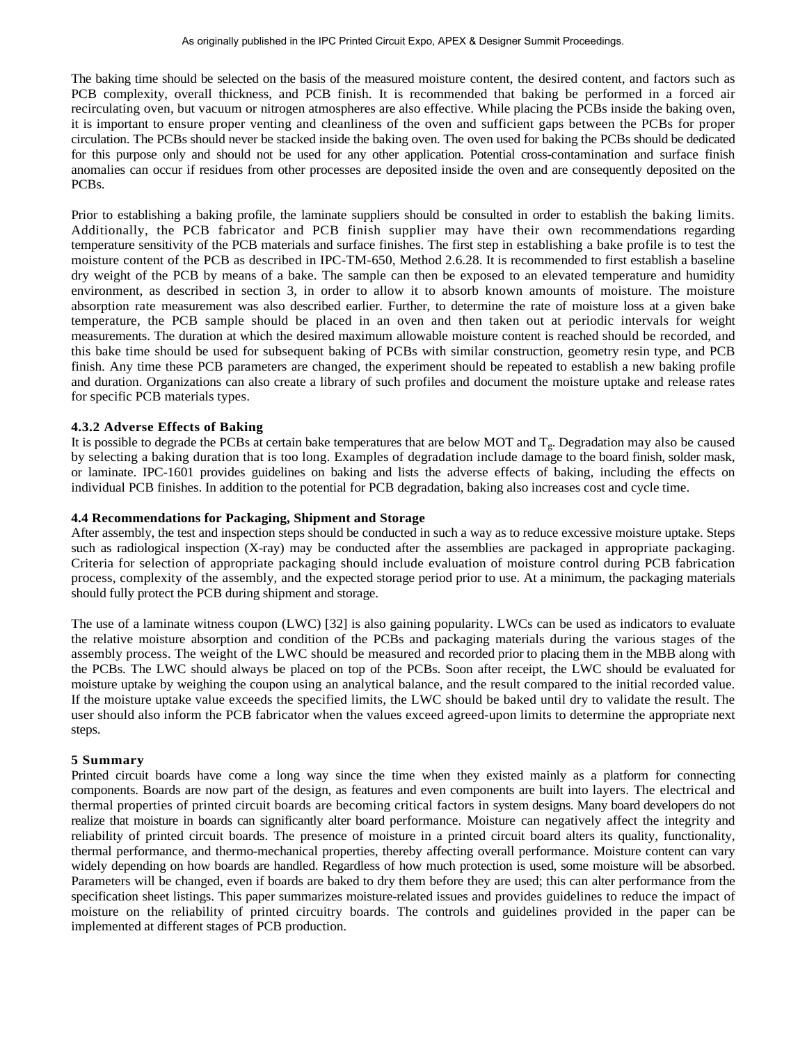The baking time should be selected on the basis of the measured moisture content, the desired content, and factors such as PCB complexity, overall thickness, and PCB finish. It is recommended that baking be performed in a forced air recirculating oven, but vacuum or nitrogen atmospheres are also effective. While placing the PCBs inside the baking oven, it is important to ensure proper venting and cleanliness of the oven and sufficient gaps between the PCBs for proper circulation. The PCBs should never be stacked inside the baking oven. The oven used for baking the PCBs should be dedicated for this purpose only and should not be used for any other application. Potential cross-contamination and surface finish anomalies can occur if residues from other processes are deposited inside the oven and are consequently deposited on the PCBs.

Prior to establishing a baking profile, the laminate suppliers should be consulted in order to establish the baking limits. Additionally, the PCB fabricator and PCB finish supplier may have their own recommendations regarding temperature sensitivity of the PCB materials and surface finishes. The first step in establishing a bake profile is to test the moisture content of the PCB as described in IPC-TM-650, Method 2.6.28. It is recommended to first establish a baseline dry weight of the PCB by means of a bake. The sample can then be exposed to an elevated temperature and humidity environment, as described in section 3, in order to allow it to absorb known amounts of moisture. The moisture absorption rate measurement was also described earlier. Further, to determine the rate of moisture loss at a given bake temperature, the PCB sample should be placed in an oven and then taken out at periodic intervals for weight measurements. The duration at which the desired maximum allowable moisture content is reached should be recorded, and this bake time should be used for subsequent baking of PCBs with similar construction, geometry resin type, and PCB finish. Any time these PCB parameters are changed, the experiment should be repeated to establish a new baking profile and duration. Organizations can also create a library of such profiles and document the moisture uptake and release rates for specific PCB materials types.

#### 4.3.2 Adverse Effects of Baking

It is possible to degrade the PCBs at certain bake temperatures that are below MOT and $T_g$. Degradation may also be caused by selecting a baking duration that is too long. Examples of degradation include damage to the board finish, solder mask, or laminate. IPC-1601 provides guidelines on baking and lists the adverse effects of baking, including the effects on individual PCB finishes. In addition to the potential for PCB degradation, baking also increases cost and cycle time.

### 4.4 Recommendations for Packaging, Shipment and Storage

After assembly, the test and inspection steps should be conducted in such a way as to reduce excessive moisture uptake. Steps such as radiological inspection (X-ray) may be conducted after the assemblies are packaged in appropriate packaging. Criteria for selection of appropriate packaging should include evaluation of moisture control during PCB fabrication process, complexity of the assembly, and the expected storage period prior to use. At a minimum, the packaging materials should fully protect the PCB during shipment and storage.

The use of a laminate witness coupon (LWC) [32] is also gaining popularity. LWCs can be used as indicators to evaluate the relative moisture absorption and condition of the PCBs and packaging materials during the various stages of the assembly process. The weight of the LWC should be measured and recorded prior to placing them in the MBB along with the PCBs. The LWC should always be placed on top of the PCBs. Soon after receipt, the LWC should be evaluated for moisture uptake by weighing the coupon using an analytical balance, and the result compared to the initial recorded value. If the moisture uptake value exceeds the specified limits, the LWC should be baked until dry to validate the result. The user should also inform the PCB fabricator when the values exceed agreed-upon limits to determine the appropriate next steps.

## 5 Summary

Printed circuit boards have come a long way since the time when they existed mainly as a platform for connecting components. Boards are now part of the design, as features and even components are built into layers. The electrical and thermal properties of printed circuit boards are becoming critical factors in system designs. Many board developers do not realize that moisture in boards can significantly alter board performance. Moisture can negatively affect the integrity and reliability of printed circuit boards. The presence of moisture in a printed circuit board alters its quality, functionality, thermal performance, and thermo-mechanical properties, thereby affecting overall performance. Moisture content can vary widely depending on how boards are handled. Regardless of how much protection is used, some moisture will be absorbed. Parameters will be changed, even if boards are baked to dry them before they are used; this can alter performance from the specification sheet listings. This paper summarizes moisture-related issues and provides guidelines to reduce the impact of moisture on the reliability of printed circuitry boards. The controls and guidelines provided in the paper can be implemented at different stages of PCB production.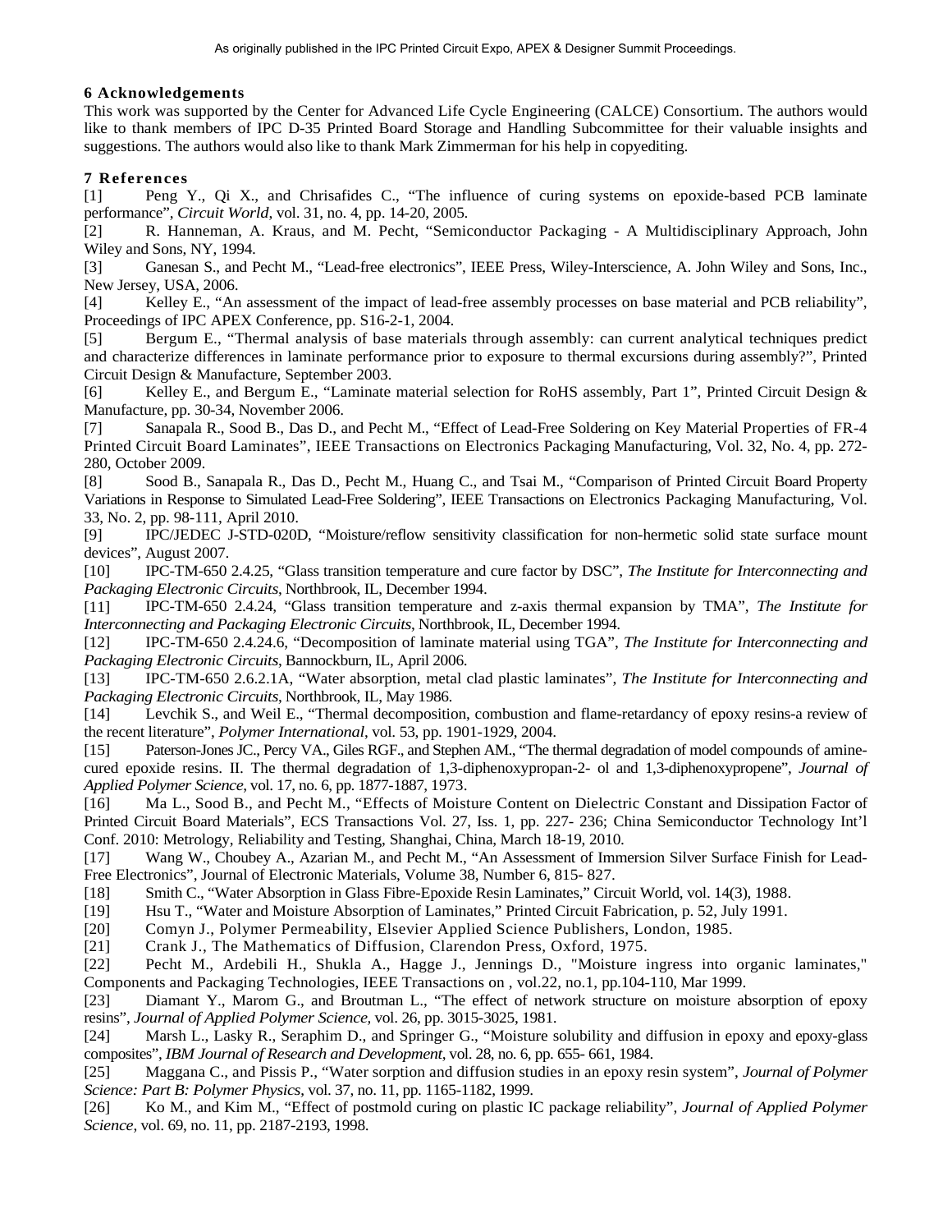## 6 Acknowledgements

This work was supported by the Center for Advanced Life Cycle Engineering (CALCE) Consortium. The authors would like to thank members of IPC D-35 Printed Board Storage and Handling Subcommittee for their valuable insights and suggestions. The authors would also like to thank Mark Zimmerman for his help in copyediting.

## 7 References

[1] Peng Y., Qi X., and Chrisafides C., "The influence of curing systems on epoxide-based PCB laminate performance", *Circuit World*, vol. 31, no. 4, pp. 14-20, 2005.

[2] R. Hanneman, A. Kraus, and M. Pecht, "Semiconductor Packaging - A Multidisciplinary Approach, John Wiley and Sons, NY, 1994.

[3] Ganesan S., and Pecht M., "Lead-free electronics", IEEE Press, Wiley-Interscience, A. John Wiley and Sons, Inc., New Jersey, USA, 2006.

[4] Kelley E., "An assessment of the impact of lead-free assembly processes on base material and PCB reliability", Proceedings of IPC APEX Conference, pp. S16-2-1, 2004.

[5] Bergum E., "Thermal analysis of base materials through assembly: can current analytical techniques predict and characterize differences in laminate performance prior to exposure to thermal excursions during assembly?", Printed Circuit Design & Manufacture, September 2003.

[6] Kelley E., and Bergum E., "Laminate material selection for RoHS assembly, Part 1", Printed Circuit Design & Manufacture, pp. 30-34, November 2006.

[7] Sanapala R., Sood B., Das D., and Pecht M., "Effect of Lead-Free Soldering on Key Material Properties of FR-4 Printed Circuit Board Laminates", IEEE Transactions on Electronics Packaging Manufacturing, Vol. 32, No. 4, pp. 272-280, October 2009.

[8] Sood B., Sanapala R., Das D., Pecht M., Huang C., and Tsai M., "Comparison of Printed Circuit Board Property Variations in Response to Simulated Lead-Free Soldering", IEEE Transactions on Electronics Packaging Manufacturing, Vol. 33, No. 2, pp. 98-111, April 2010.

[9] IPC/JEDEC J-STD-020D, "Moisture/reflow sensitivity classification for non-hermetic solid state surface mount devices", August 2007.

[10] IPC-TM-650 2.4.25, "Glass transition temperature and cure factor by DSC", *The Institute for Interconnecting and Packaging Electronic Circuits*, Northbrook, IL, December 1994.

[11] IPC-TM-650 2.4.24, "Glass transition temperature and z-axis thermal expansion by TMA", *The Institute for Interconnecting and Packaging Electronic Circuits*, Northbrook, IL, December 1994.

[12] IPC-TM-650 2.4.24.6, "Decomposition of laminate material using TGA", *The Institute for Interconnecting and Packaging Electronic Circuits*, Bannockburn, IL, April 2006.

[13] IPC-TM-650 2.6.2.1A, "Water absorption, metal clad plastic laminates", *The Institute for Interconnecting and Packaging Electronic Circuits*, Northbrook, IL, May 1986.

[14] Levchik S., and Weil E., "Thermal decomposition, combustion and flame-retardancy of epoxy resins-a review of the recent literature", *Polymer International*, vol. 53, pp. 1901-1929, 2004.

[15] Paterson-Jones JC., Percy VA., Giles RGF., and Stephen AM., "The thermal degradation of model compounds of amine-cured epoxide resins. II. The thermal degradation of 1,3-diphenoxypropan-2- ol and 1,3-diphenoxypropene", *Journal of Applied Polymer Science*, vol. 17, no. 6, pp. 1877-1887, 1973.

[16] Ma L., Sood B., and Pecht M., "Effects of Moisture Content on Dielectric Constant and Dissipation Factor of Printed Circuit Board Materials", ECS Transactions Vol. 27, Iss. 1, pp. 227- 236; China Semiconductor Technology Int'l Conf. 2010: Metrology, Reliability and Testing, Shanghai, China, March 18-19, 2010.

[17] Wang W., Choubey A., Azarian M., and Pecht M., "An Assessment of Immersion Silver Surface Finish for Lead-Free Electronics", Journal of Electronic Materials, Volume 38, Number 6, 815- 827.

[18] Smith C., "Water Absorption in Glass Fibre-Epoxide Resin Laminates," Circuit World, vol. 14(3), 1988.

[19] Hsu T., "Water and Moisture Absorption of Laminates," Printed Circuit Fabrication, p. 52, July 1991.

[20] Comyn J., Polymer Permeability, Elsevier Applied Science Publishers, London, 1985.

[21] Crank J., The Mathematics of Diffusion, Clarendon Press, Oxford, 1975.

[22] Pecht M., Ardebili H., Shukla A., Hagge J., Jennings D., "Moisture ingress into organic laminates," Components and Packaging Technologies, IEEE Transactions on , vol.22, no.1, pp.104-110, Mar 1999.

[23] Diamant Y., Marom G., and Broutman L., "The effect of network structure on moisture absorption of epoxy resins", *Journal of Applied Polymer Science*, vol. 26, pp. 3015-3025, 1981.

[24] Marsh L., Lasky R., Seraphim D., and Springer G., "Moisture solubility and diffusion in epoxy and epoxy-glass composites", *IBM Journal of Research and Development*, vol. 28, no. 6, pp. 655- 661, 1984.

[25] Maggana C., and Pissis P., "Water sorption and diffusion studies in an epoxy resin system", *Journal of Polymer Science: Part B: Polymer Physics*, vol. 37, no. 11, pp. 1165-1182, 1999.

[26] Ko M., and Kim M., "Effect of postmold curing on plastic IC package reliability", *Journal of Applied Polymer Science*, vol. 69, no. 11, pp. 2187-2193, 1998.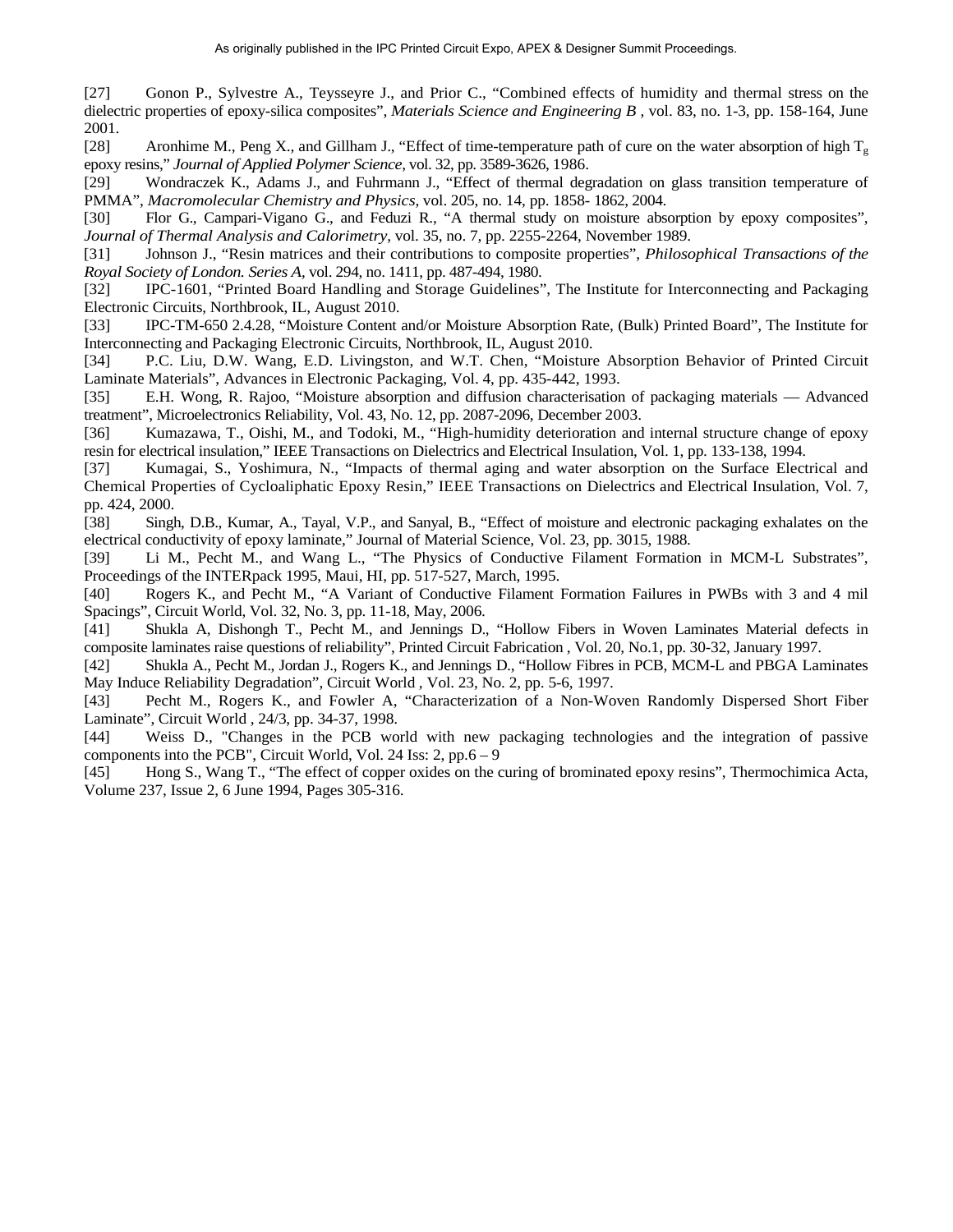[27] Gonon P., Sylvestre A., Teysseyre J., and Prior C., "Combined effects of humidity and thermal stress on the dielectric properties of epoxy-silica composites", *Materials Science and Engineering B* , vol. 83, no. 1-3, pp. 158-164, June 2001.

[28] Aronhime M., Peng X., and Gillham J., "Effect of time-temperature path of cure on the water absorption of high $T_g$ epoxy resins," *Journal of Applied Polymer Science*, vol. 32, pp. 3589-3626, 1986.

[29] Wondraczek K., Adams J., and Fuhrmann J., "Effect of thermal degradation on glass transition temperature of PMMA", *Macromolecular Chemistry and Physics*, vol. 205, no. 14, pp. 1858- 1862, 2004.

[30] Flor G., Campari-Vigano G., and Feduzi R., "A thermal study on moisture absorption by epoxy composites", *Journal of Thermal Analysis and Calorimetry*, vol. 35, no. 7, pp. 2255-2264, November 1989.

[31] Johnson J., "Resin matrices and their contributions to composite properties", *Philosophical Transactions of the Royal Society of London. Series A*, vol. 294, no. 1411, pp. 487-494, 1980.

[32] IPC-1601, "Printed Board Handling and Storage Guidelines", The Institute for Interconnecting and Packaging Electronic Circuits, Northbrook, IL, August 2010.

[33] IPC-TM-650 2.4.28, "Moisture Content and/or Moisture Absorption Rate, (Bulk) Printed Board", The Institute for Interconnecting and Packaging Electronic Circuits, Northbrook, IL, August 2010.

[34] P.C. Liu, D.W. Wang, E.D. Livingston, and W.T. Chen, "Moisture Absorption Behavior of Printed Circuit Laminate Materials", Advances in Electronic Packaging, Vol. 4, pp. 435-442, 1993.

[35] E.H. Wong, R. Rajoo, "Moisture absorption and diffusion characterisation of packaging materials — Advanced treatment", Microelectronics Reliability, Vol. 43, No. 12, pp. 2087-2096, December 2003.

[36] Kumazawa, T., Oishi, M., and Todoki, M., "High-humidity deterioration and internal structure change of epoxy resin for electrical insulation," IEEE Transactions on Dielectrics and Electrical Insulation, Vol. 1, pp. 133-138, 1994.

[37] Kumagai, S., Yoshimura, N., "Impacts of thermal aging and water absorption on the Surface Electrical and Chemical Properties of Cycloaliphatic Epoxy Resin," IEEE Transactions on Dielectrics and Electrical Insulation, Vol. 7, pp. 424, 2000.

[38] Singh, D.B., Kumar, A., Tayal, V.P., and Sanyal, B., "Effect of moisture and electronic packaging exhalates on the electrical conductivity of epoxy laminate," Journal of Material Science, Vol. 23, pp. 3015, 1988.

[39] Li M., Pecht M., and Wang L., "The Physics of Conductive Filament Formation in MCM-L Substrates", Proceedings of the INTERpack 1995, Maui, HI, pp. 517-527, March, 1995.

[40] Rogers K., and Pecht M., "A Variant of Conductive Filament Formation Failures in PWBs with 3 and 4 mil Spacings", Circuit World, Vol. 32, No. 3, pp. 11-18, May, 2006.

[41] Shukla A, Dishongh T., Pecht M., and Jennings D., "Hollow Fibers in Woven Laminates Material defects in composite laminates raise questions of reliability", Printed Circuit Fabrication , Vol. 20, No.1, pp. 30-32, January 1997.

[42] Shukla A., Pecht M., Jordan J., Rogers K., and Jennings D., "Hollow Fibres in PCB, MCM-L and PBGA Laminates May Induce Reliability Degradation", Circuit World , Vol. 23, No. 2, pp. 5-6, 1997.

[43] Pecht M., Rogers K., and Fowler A, "Characterization of a Non-Woven Randomly Dispersed Short Fiber Laminate", Circuit World , 24/3, pp. 34-37, 1998.

[44] Weiss D., "Changes in the PCB world with new packaging technologies and the integration of passive components into the PCB", Circuit World, Vol. 24 Iss: 2, pp.6 – 9

[45] Hong S., Wang T., "The effect of copper oxides on the curing of brominated epoxy resins", Thermochimica Acta, Volume 237, Issue 2, 6 June 1994, Pages 305-316.